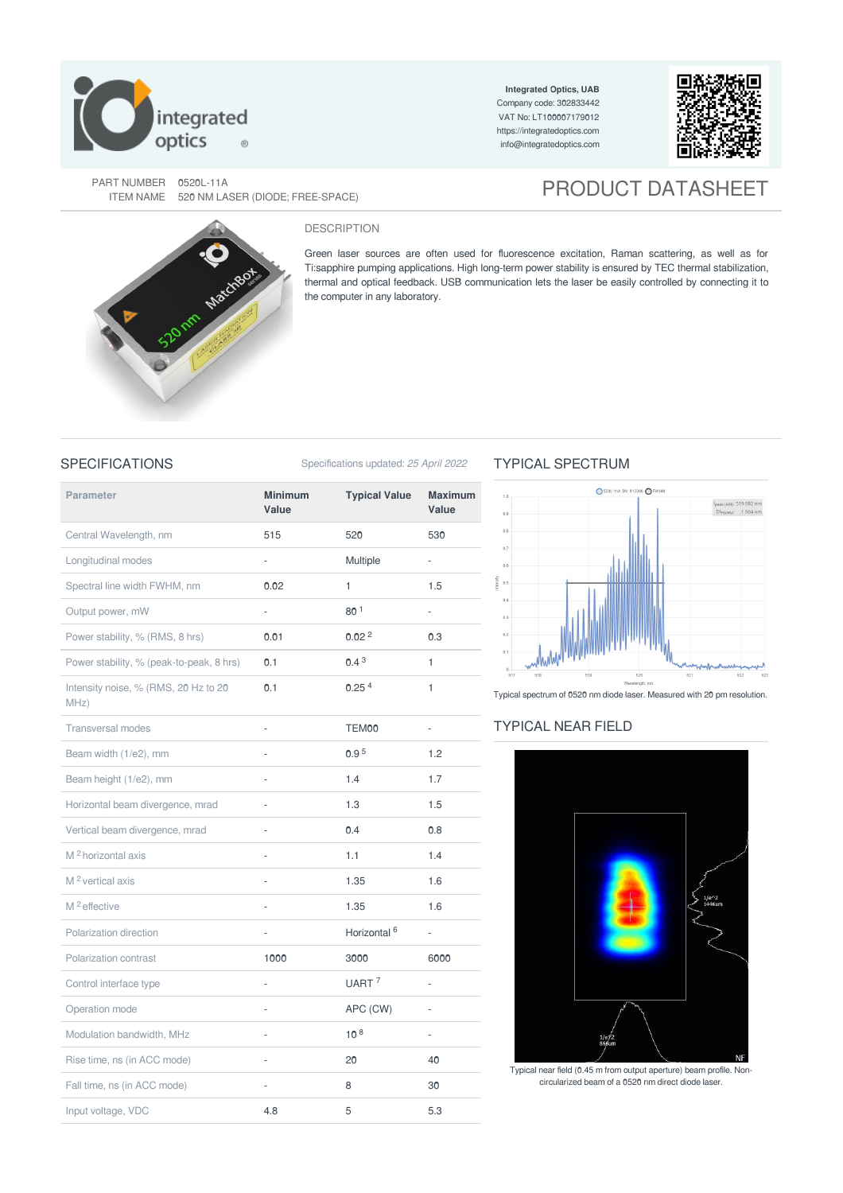Integrated Optics, UAB
Company code: 302833442
VAT No: LT100007179012
https://integratedoptics.com
info@integratedoptics.com

PART NUMBER 0520L-11A
ITEM NAME 520 NM LASER (DIODE; FREE-SPACE)

# PRODUCT DATASHEET

## DESCRIPTION

Green laser sources are often used for fluorescence excitation, Raman scattering, as well as for Ti:sapphire pumping applications. High long-term power stability is ensured by TEC thermal stabilization, thermal and optical feedback. USB communication lets the laser be easily controlled by connecting it to the computer in any laboratory.

## SPECIFICATIONS

Specifications updated: *25 April 2022*

| Parameter | Minimum Value | Typical Value | Maximum Value |
|---|---|---|---|
| Central Wavelength, nm | 515 | 520 | 530 |
| Longitudinal modes | - | Multiple | - |
| Spectral line width FWHM, nm | 0.02 | 1 | 1.5 |
| Output power, mW | - | 80 [1] | - |
| Power stability, % (RMS, 8 hrs) | 0.01 | 0.02 [2] | 0.3 |
| Power stability, % (peak-to-peak, 8 hrs) | 0.1 | 0.4 [3] | 1 |
| Intensity noise, % (RMS, 20 Hz to 20 MHz) | 0.1 | 0.25 [4] | 1 |
| Transversal modes | - | TEM00 | - |
| Beam width (1/e2), mm | - | 0.9 [5] | 1.2 |
| Beam height (1/e2), mm | - | 1.4 | 1.7 |
| Horizontal beam divergence, mrad | - | 1.3 | 1.5 |
| Vertical beam divergence, mrad | - | 0.4 | 0.8 |
| $M^2$ horizontal axis | - | 1.1 | 1.4 |
| $M^2$ vertical axis | - | 1.35 | 1.6 |
| $M^2$ effective | - | 1.35 | 1.6 |
| Polarization direction | - | Horizontal [6] | - |
| Polarization contrast | 1000 | 3000 | 6000 |
| Control interface type | - | UART [7] | - |
| Operation mode | - | APC (CW) | - |
| Modulation bandwidth, MHz | - | 10 [8] | - |
| Rise time, ns (in ACC mode) | - | 20 | 40 |
| Fall time, ns (in ACC mode) | - | 8 | 30 |
| Input voltage, VDC | 4.8 | 5 | 5.3 |

## TYPICAL SPECTRUM

Typical spectrum of 0520 nm diode laser. Measured with 20 pm resolution.

## TYPICAL NEAR FIELD

Typical near field (0.45 m from output aperture) beam profile. Non-circularized beam of a 0520 nm direct diode laser.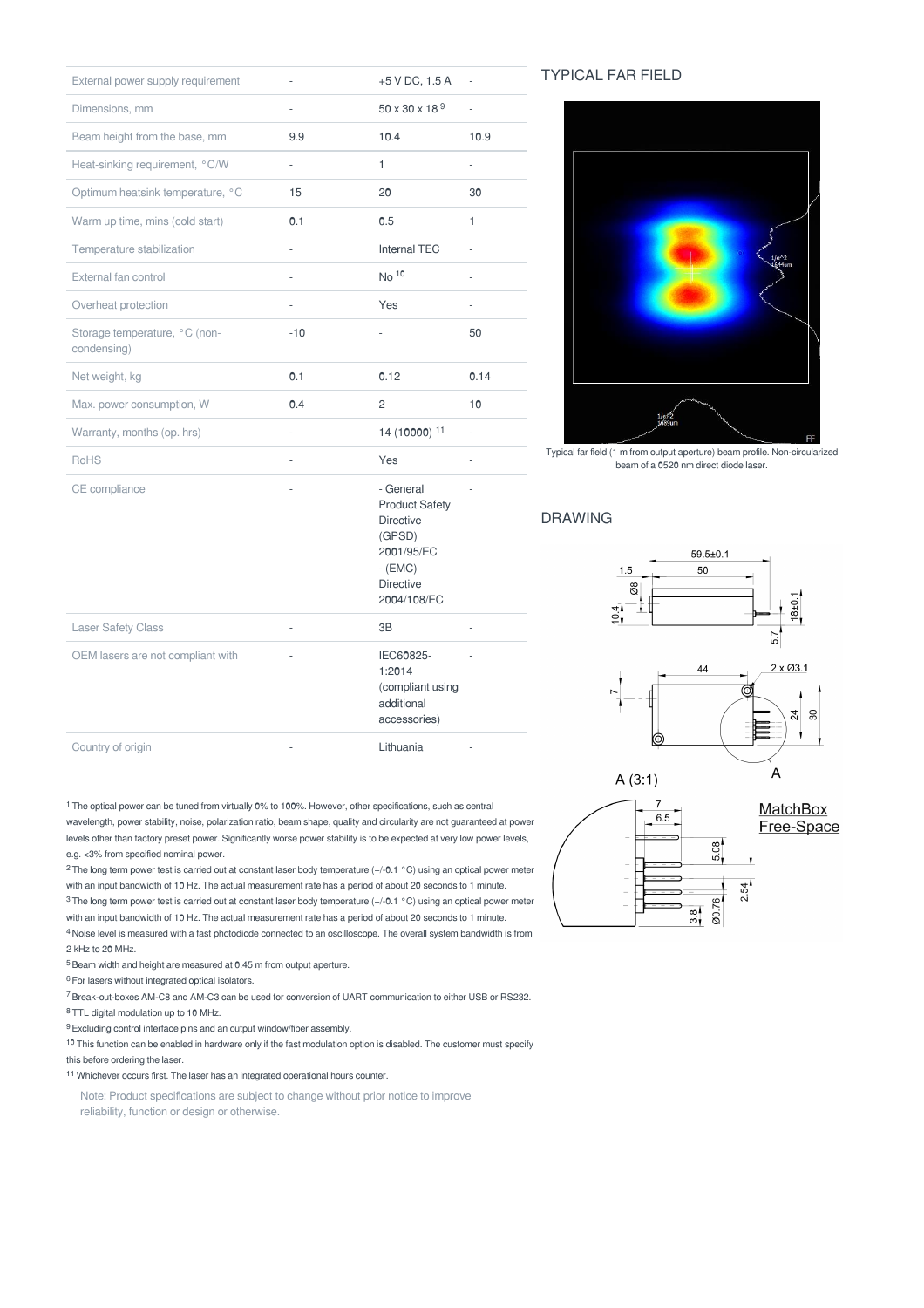| | | | |
|---|---|---|---|
| External power supply requirement | - | +5 V DC, 1.5 A | - |
| Dimensions, mm | - | 50 x 30 x 18 [9] | - |
| Beam height from the base, mm | 9.9 | 10.4 | 10.9 |
| Heat-sinking requirement, °C/W | - | 1 | - |
| Optimum heatsink temperature, °C | 15 | 20 | 30 |
| Warm up time, mins (cold start) | 0.1 | 0.5 | 1 |
| Temperature stabilization | - | Internal TEC | - |
| External fan control | - | No [10] | - |
| Overheat protection | - | Yes | - |
| Storage temperature, °C (non-condensing) | -10 | - | 50 |
| Net weight, kg | 0.1 | 0.12 | 0.14 |
| Max. power consumption, W | 0.4 | 2 | 10 |
| Warranty, months (op. hrs) | - | 14 (10000) [11] | - |
| RoHS | - | Yes | - |
| CE compliance | - | - General Product Safety Directive (GPSD) 2001/95/EC - (EMC) Directive 2004/108/EC | - |
| Laser Safety Class | - | 3B | - |
| OEM lasers are not compliant with | - | IEC60825-1:2014 (compliant using additional accessories) | - |
| Country of origin | - | Lithuania | - |

[1] The optical power can be tuned from virtually 0% to 100%. However, other specifications, such as central wavelength, power stability, noise, polarization ratio, beam shape, quality and circularity are not guaranteed at power levels other than factory preset power. Significantly worse power stability is to be expected at very low power levels, e.g. <3% from specified nominal power.

[2] The long term power test is carried out at constant laser body temperature (+/-0.1 °C) using an optical power meter with an input bandwidth of 10 Hz. The actual measurement rate has a period of about 20 seconds to 1 minute.

[3] The long term power test is carried out at constant laser body temperature (+/-0.1 °C) using an optical power meter with an input bandwidth of 10 Hz. The actual measurement rate has a period of about 20 seconds to 1 minute.

[4] Noise level is measured with a fast photodiode connected to an oscilloscope. The overall system bandwidth is from 2 kHz to 20 MHz.

[5] Beam width and height are measured at 0.45 m from output aperture.

[6] For lasers without integrated optical isolators.

[7] Break-out-boxes AM-C8 and AM-C3 can be used for conversion of UART communication to either USB or RS232.

[8] TTL digital modulation up to 10 MHz.

[9] Excluding control interface pins and an output window/fiber assembly.

[10] This function can be enabled in hardware only if the fast modulation option is disabled. The customer must specify this before ordering the laser.

[11] Whichever occurs first. The laser has an integrated operational hours counter.

Note: Product specifications are subject to change without prior notice to improve reliability, function or design or otherwise.

## TYPICAL FAR FIELD

1/e^2
1/e^2
FF

Typical far field (1 m from output aperture) beam profile. Non-circularized beam of a 0520 nm direct diode laser.

## DRAWING

59.5±0.1
50
1.5
Ø8
10.4
18±0.1
5.7
44
2 x Ø3.1
7
24
30
A
A (3:1)
7
6.5
5.08
2.54
3.8
Ø0.76

MatchBox
Free-Space